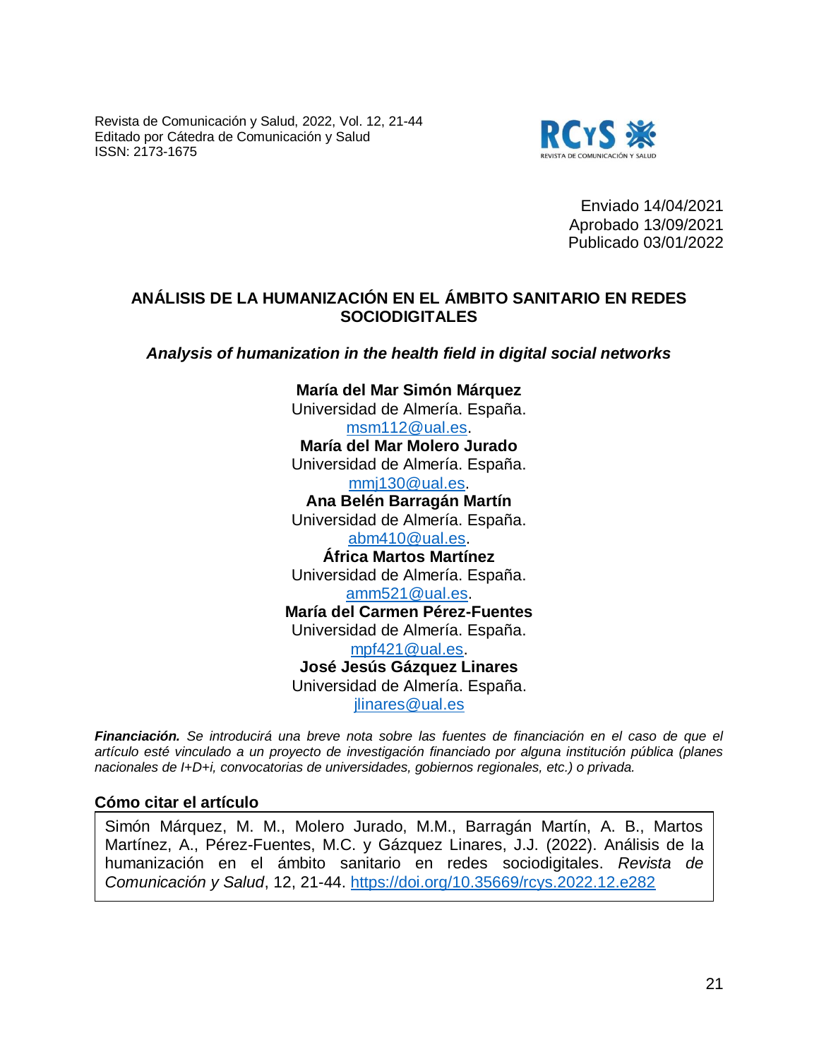Revista de Comunicación y Salud, 2022, Vol. 12, 21-44
Editado por Cátedra de Comunicación y Salud
ISSN: 2173-1675

Enviado 14/04/2021
Aprobado 13/09/2021
Publicado 03/01/2022

# ANÁLISIS DE LA HUMANIZACIÓN EN EL ÁMBITO SANITARIO EN REDES SOCIODIGITALES

***Analysis of humanization in the health field in digital social networks***

**María del Mar Simón Márquez**
Universidad de Almería. España.
msm112@ual.es.

**María del Mar Molero Jurado**
Universidad de Almería. España.
mmj130@ual.es.

**Ana Belén Barragán Martín**
Universidad de Almería. España.
abm410@ual.es.

**África Martos Martínez**
Universidad de Almería. España.
amm521@ual.es.

**María del Carmen Pérez-Fuentes**
Universidad de Almería. España.
mpf421@ual.es.

**José Jesús Gázquez Linares**
Universidad de Almería. España.
jlinares@ual.es

***Financiación.*** *Se introducirá una breve nota sobre las fuentes de financiación en el caso de que el artículo esté vinculado a un proyecto de investigación financiado por alguna institución pública (planes nacionales de I+D+i, convocatorias de universidades, gobiernos regionales, etc.) o privada.*

### Cómo citar el artículo

Simón Márquez, M. M., Molero Jurado, M.M., Barragán Martín, A. B., Martos Martínez, A., Pérez-Fuentes, M.C. y Gázquez Linares, J.J. (2022). Análisis de la humanización en el ámbito sanitario en redes sociodigitales. *Revista de Comunicación y Salud*, 12, 21-44. https://doi.org/10.35669/rcys.2022.12.e282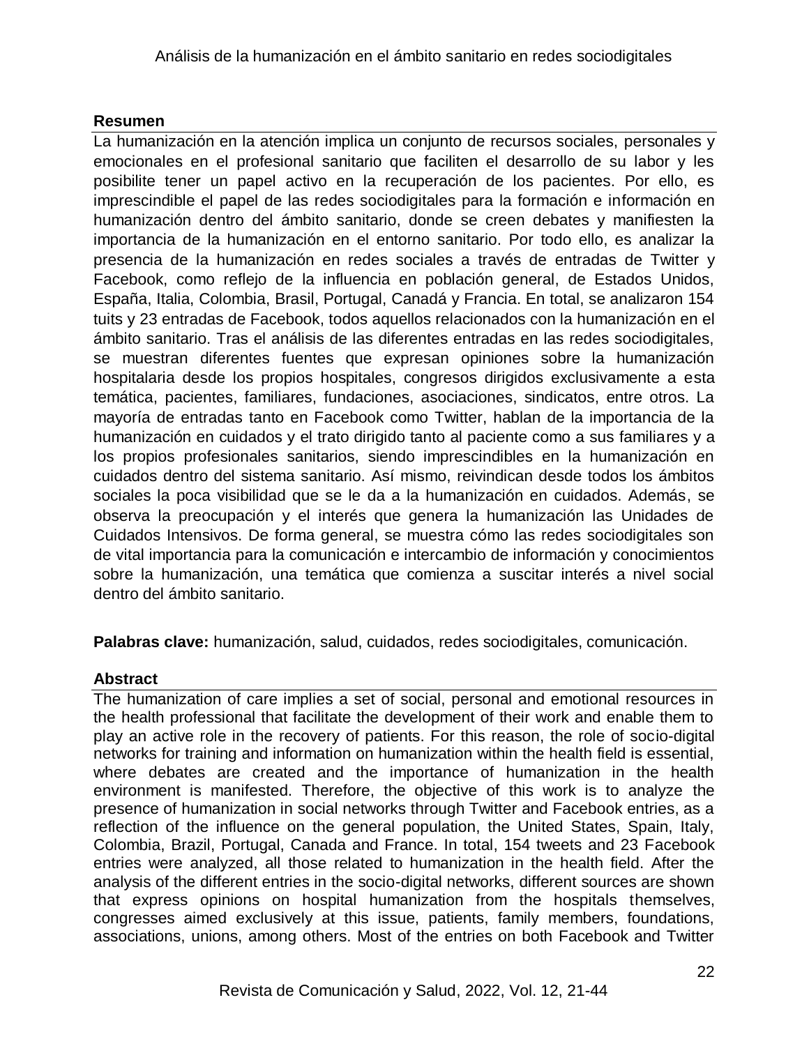## Resumen

La humanización en la atención implica un conjunto de recursos sociales, personales y emocionales en el profesional sanitario que faciliten el desarrollo de su labor y les posibilite tener un papel activo en la recuperación de los pacientes. Por ello, es imprescindible el papel de las redes sociodigitales para la formación e información en humanización dentro del ámbito sanitario, donde se creen debates y manifiesten la importancia de la humanización en el entorno sanitario. Por todo ello, es analizar la presencia de la humanización en redes sociales a través de entradas de Twitter y Facebook, como reflejo de la influencia en población general, de Estados Unidos, España, Italia, Colombia, Brasil, Portugal, Canadá y Francia. En total, se analizaron 154 tuits y 23 entradas de Facebook, todos aquellos relacionados con la humanización en el ámbito sanitario. Tras el análisis de las diferentes entradas en las redes sociodigitales, se muestran diferentes fuentes que expresan opiniones sobre la humanización hospitalaria desde los propios hospitales, congresos dirigidos exclusivamente a esta temática, pacientes, familiares, fundaciones, asociaciones, sindicatos, entre otros. La mayoría de entradas tanto en Facebook como Twitter, hablan de la importancia de la humanización en cuidados y el trato dirigido tanto al paciente como a sus familiares y a los propios profesionales sanitarios, siendo imprescindibles en la humanización en cuidados dentro del sistema sanitario. Así mismo, reivindican desde todos los ámbitos sociales la poca visibilidad que se le da a la humanización en cuidados. Además, se observa la preocupación y el interés que genera la humanización las Unidades de Cuidados Intensivos. De forma general, se muestra cómo las redes sociodigitales son de vital importancia para la comunicación e intercambio de información y conocimientos sobre la humanización, una temática que comienza a suscitar interés a nivel social dentro del ámbito sanitario.

**Palabras clave:** humanización, salud, cuidados, redes sociodigitales, comunicación.

## Abstract

The humanization of care implies a set of social, personal and emotional resources in the health professional that facilitate the development of their work and enable them to play an active role in the recovery of patients. For this reason, the role of socio-digital networks for training and information on humanization within the health field is essential, where debates are created and the importance of humanization in the health environment is manifested. Therefore, the objective of this work is to analyze the presence of humanization in social networks through Twitter and Facebook entries, as a reflection of the influence on the general population, the United States, Spain, Italy, Colombia, Brazil, Portugal, Canada and France. In total, 154 tweets and 23 Facebook entries were analyzed, all those related to humanization in the health field. After the analysis of the different entries in the socio-digital networks, different sources are shown that express opinions on hospital humanization from the hospitals themselves, congresses aimed exclusively at this issue, patients, family members, foundations, associations, unions, among others. Most of the entries on both Facebook and Twitter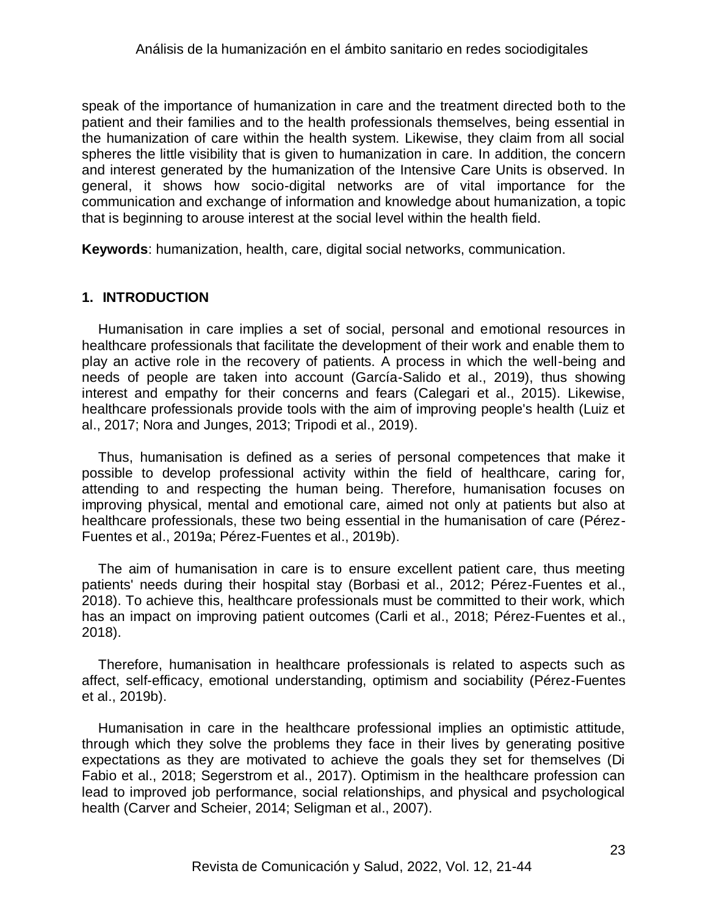speak of the importance of humanization in care and the treatment directed both to the patient and their families and to the health professionals themselves, being essential in the humanization of care within the health system. Likewise, they claim from all social spheres the little visibility that is given to humanization in care. In addition, the concern and interest generated by the humanization of the Intensive Care Units is observed. In general, it shows how socio-digital networks are of vital importance for the communication and exchange of information and knowledge about humanization, a topic that is beginning to arouse interest at the social level within the health field.

**Keywords**: humanization, health, care, digital social networks, communication.

## 1. INTRODUCTION

Humanisation in care implies a set of social, personal and emotional resources in healthcare professionals that facilitate the development of their work and enable them to play an active role in the recovery of patients. A process in which the well-being and needs of people are taken into account (García-Salido et al., 2019), thus showing interest and empathy for their concerns and fears (Calegari et al., 2015). Likewise, healthcare professionals provide tools with the aim of improving people's health (Luiz et al., 2017; Nora and Junges, 2013; Tripodi et al., 2019).

Thus, humanisation is defined as a series of personal competences that make it possible to develop professional activity within the field of healthcare, caring for, attending to and respecting the human being. Therefore, humanisation focuses on improving physical, mental and emotional care, aimed not only at patients but also at healthcare professionals, these two being essential in the humanisation of care (Pérez-Fuentes et al., 2019a; Pérez-Fuentes et al., 2019b).

The aim of humanisation in care is to ensure excellent patient care, thus meeting patients' needs during their hospital stay (Borbasi et al., 2012; Pérez-Fuentes et al., 2018). To achieve this, healthcare professionals must be committed to their work, which has an impact on improving patient outcomes (Carli et al., 2018; Pérez-Fuentes et al., 2018).

Therefore, humanisation in healthcare professionals is related to aspects such as affect, self-efficacy, emotional understanding, optimism and sociability (Pérez-Fuentes et al., 2019b).

Humanisation in care in the healthcare professional implies an optimistic attitude, through which they solve the problems they face in their lives by generating positive expectations as they are motivated to achieve the goals they set for themselves (Di Fabio et al., 2018; Segerstrom et al., 2017). Optimism in the healthcare profession can lead to improved job performance, social relationships, and physical and psychological health (Carver and Scheier, 2014; Seligman et al., 2007).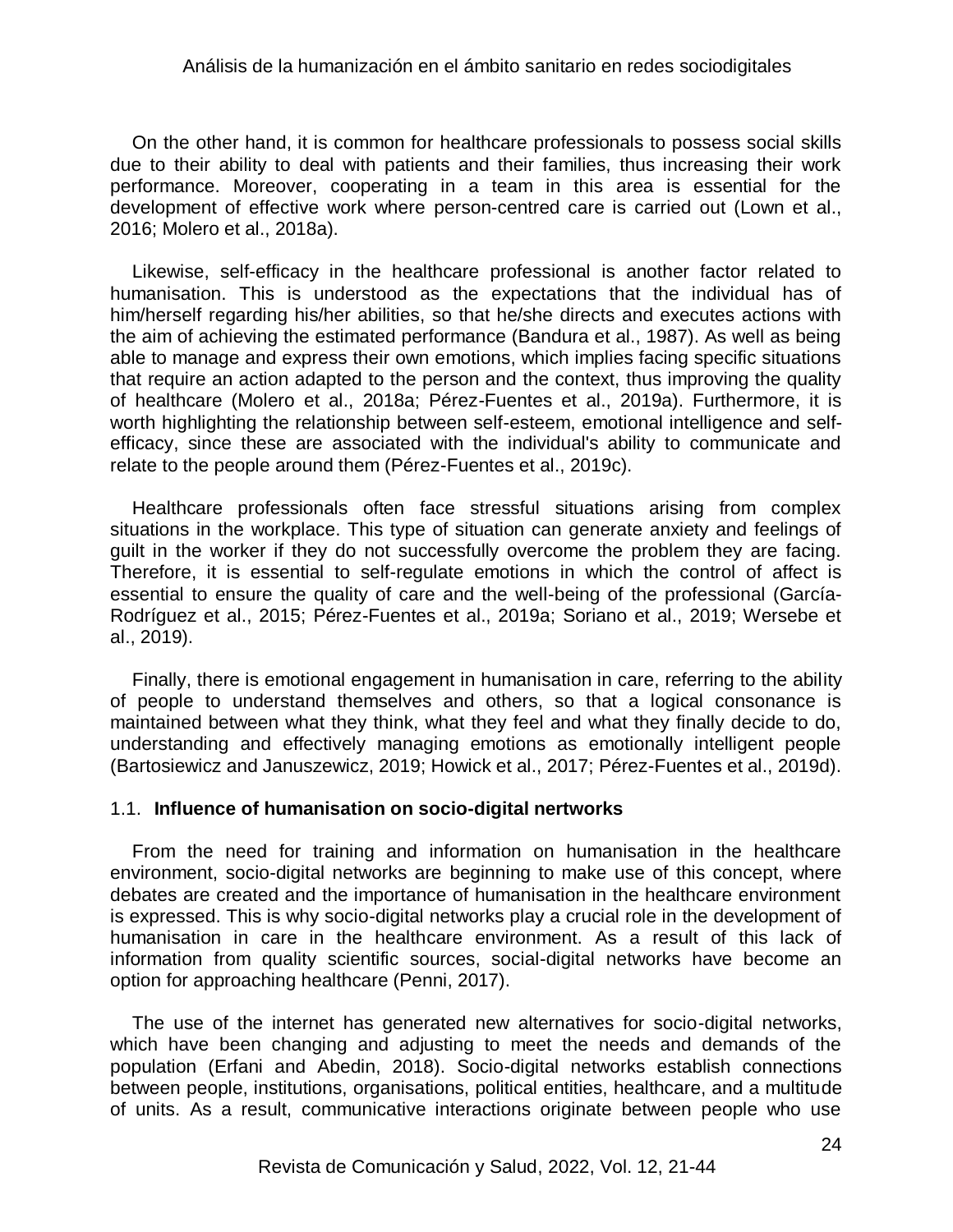On the other hand, it is common for healthcare professionals to possess social skills due to their ability to deal with patients and their families, thus increasing their work performance. Moreover, cooperating in a team in this area is essential for the development of effective work where person-centred care is carried out (Lown et al., 2016; Molero et al., 2018a).

Likewise, self-efficacy in the healthcare professional is another factor related to humanisation. This is understood as the expectations that the individual has of him/herself regarding his/her abilities, so that he/she directs and executes actions with the aim of achieving the estimated performance (Bandura et al., 1987). As well as being able to manage and express their own emotions, which implies facing specific situations that require an action adapted to the person and the context, thus improving the quality of healthcare (Molero et al., 2018a; Pérez-Fuentes et al., 2019a). Furthermore, it is worth highlighting the relationship between self-esteem, emotional intelligence and self-efficacy, since these are associated with the individual's ability to communicate and relate to the people around them (Pérez-Fuentes et al., 2019c).

Healthcare professionals often face stressful situations arising from complex situations in the workplace. This type of situation can generate anxiety and feelings of guilt in the worker if they do not successfully overcome the problem they are facing. Therefore, it is essential to self-regulate emotions in which the control of affect is essential to ensure the quality of care and the well-being of the professional (García-Rodríguez et al., 2015; Pérez-Fuentes et al., 2019a; Soriano et al., 2019; Wersebe et al., 2019).

Finally, there is emotional engagement in humanisation in care, referring to the ability of people to understand themselves and others, so that a logical consonance is maintained between what they think, what they feel and what they finally decide to do, understanding and effectively managing emotions as emotionally intelligent people (Bartosiewicz and Januszewicz, 2019; Howick et al., 2017; Pérez-Fuentes et al., 2019d).

### 1.1. Influence of humanisation on socio-digital nertworks

From the need for training and information on humanisation in the healthcare environment, socio-digital networks are beginning to make use of this concept, where debates are created and the importance of humanisation in the healthcare environment is expressed. This is why socio-digital networks play a crucial role in the development of humanisation in care in the healthcare environment. As a result of this lack of information from quality scientific sources, social-digital networks have become an option for approaching healthcare (Penni, 2017).

The use of the internet has generated new alternatives for socio-digital networks, which have been changing and adjusting to meet the needs and demands of the population (Erfani and Abedin, 2018). Socio-digital networks establish connections between people, institutions, organisations, political entities, healthcare, and a multitude of units. As a result, communicative interactions originate between people who use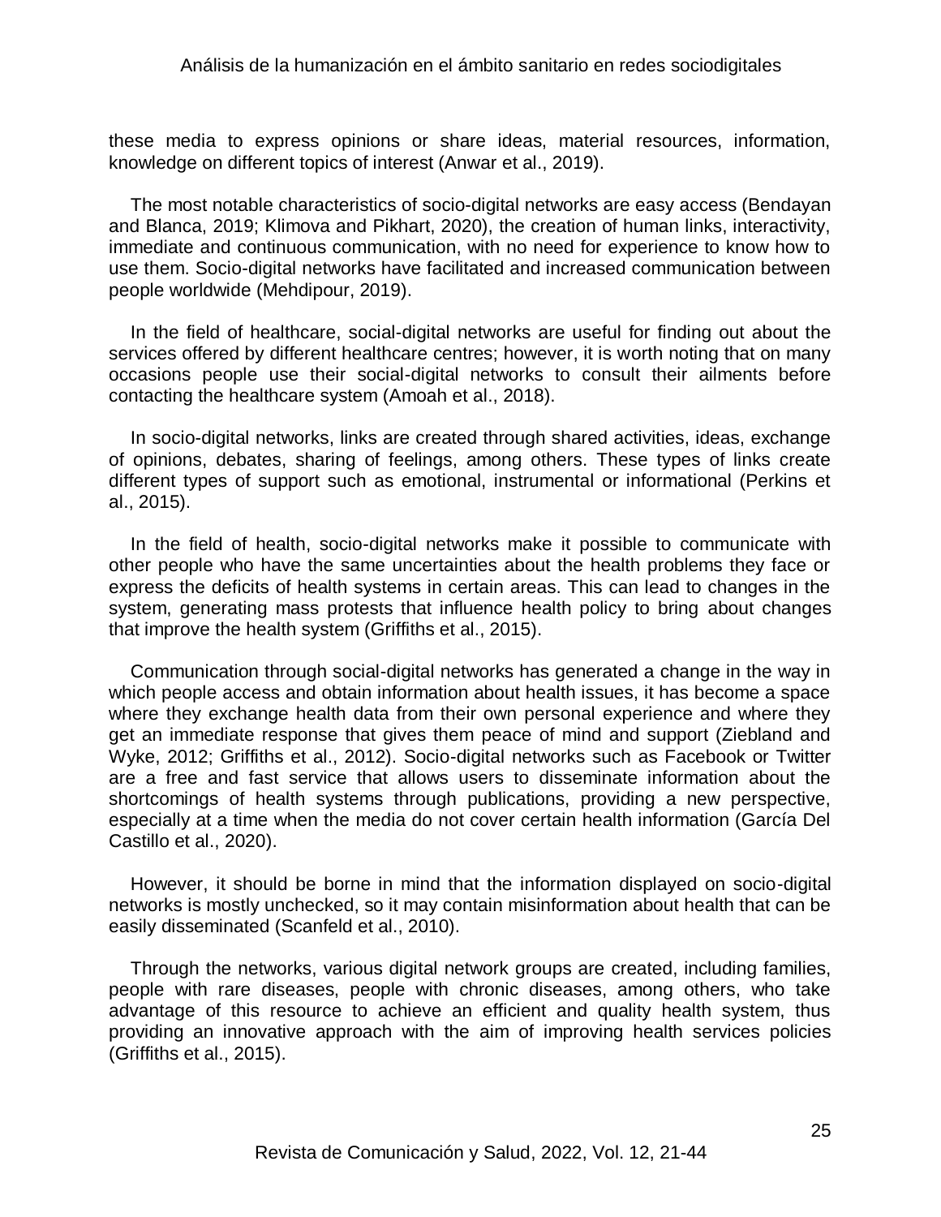these media to express opinions or share ideas, material resources, information, knowledge on different topics of interest (Anwar et al., 2019).

The most notable characteristics of socio-digital networks are easy access (Bendayan and Blanca, 2019; Klimova and Pikhart, 2020), the creation of human links, interactivity, immediate and continuous communication, with no need for experience to know how to use them. Socio-digital networks have facilitated and increased communication between people worldwide (Mehdipour, 2019).

In the field of healthcare, social-digital networks are useful for finding out about the services offered by different healthcare centres; however, it is worth noting that on many occasions people use their social-digital networks to consult their ailments before contacting the healthcare system (Amoah et al., 2018).

In socio-digital networks, links are created through shared activities, ideas, exchange of opinions, debates, sharing of feelings, among others. These types of links create different types of support such as emotional, instrumental or informational (Perkins et al., 2015).

In the field of health, socio-digital networks make it possible to communicate with other people who have the same uncertainties about the health problems they face or express the deficits of health systems in certain areas. This can lead to changes in the system, generating mass protests that influence health policy to bring about changes that improve the health system (Griffiths et al., 2015).

Communication through social-digital networks has generated a change in the way in which people access and obtain information about health issues, it has become a space where they exchange health data from their own personal experience and where they get an immediate response that gives them peace of mind and support (Ziebland and Wyke, 2012; Griffiths et al., 2012). Socio-digital networks such as Facebook or Twitter are a free and fast service that allows users to disseminate information about the shortcomings of health systems through publications, providing a new perspective, especially at a time when the media do not cover certain health information (García Del Castillo et al., 2020).

However, it should be borne in mind that the information displayed on socio-digital networks is mostly unchecked, so it may contain misinformation about health that can be easily disseminated (Scanfeld et al., 2010).

Through the networks, various digital network groups are created, including families, people with rare diseases, people with chronic diseases, among others, who take advantage of this resource to achieve an efficient and quality health system, thus providing an innovative approach with the aim of improving health services policies (Griffiths et al., 2015).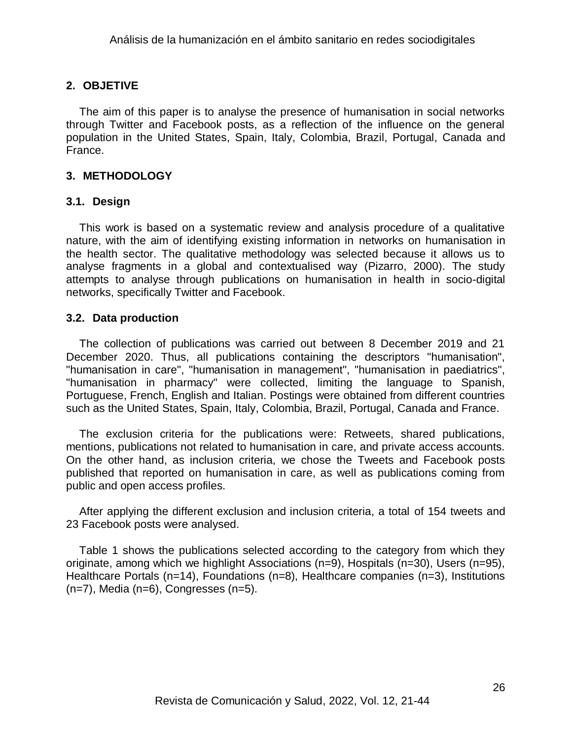## 2. OBJETIVE

The aim of this paper is to analyse the presence of humanisation in social networks through Twitter and Facebook posts, as a reflection of the influence on the general population in the United States, Spain, Italy, Colombia, Brazil, Portugal, Canada and France.

## 3. METHODOLOGY

### 3.1. Design

This work is based on a systematic review and analysis procedure of a qualitative nature, with the aim of identifying existing information in networks on humanisation in the health sector. The qualitative methodology was selected because it allows us to analyse fragments in a global and contextualised way (Pizarro, 2000). The study attempts to analyse through publications on humanisation in health in socio-digital networks, specifically Twitter and Facebook.

### 3.2. Data production

The collection of publications was carried out between 8 December 2019 and 21 December 2020. Thus, all publications containing the descriptors "humanisation", "humanisation in care", "humanisation in management", "humanisation in paediatrics", "humanisation in pharmacy" were collected, limiting the language to Spanish, Portuguese, French, English and Italian. Postings were obtained from different countries such as the United States, Spain, Italy, Colombia, Brazil, Portugal, Canada and France.

The exclusion criteria for the publications were: Retweets, shared publications, mentions, publications not related to humanisation in care, and private access accounts. On the other hand, as inclusion criteria, we chose the Tweets and Facebook posts published that reported on humanisation in care, as well as publications coming from public and open access profiles.

After applying the different exclusion and inclusion criteria, a total of 154 tweets and 23 Facebook posts were analysed.

Table 1 shows the publications selected according to the category from which they originate, among which we highlight Associations (n=9), Hospitals (n=30), Users (n=95), Healthcare Portals (n=14), Foundations (n=8), Healthcare companies (n=3), Institutions (n=7), Media (n=6), Congresses (n=5).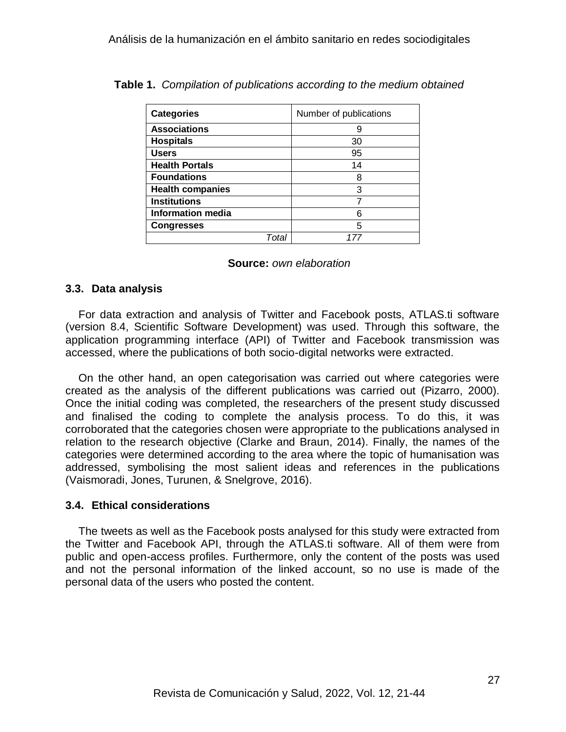**Table 1.** *Compilation of publications according to the medium obtained*

| **Categories** | Number of publications |
|---|---|
| **Associations** | 9 |
| **Hospitals** | 30 |
| **Users** | 95 |
| **Health Portals** | 14 |
| **Foundations** | 8 |
| **Health companies** | 3 |
| **Institutions** | 7 |
| **Information media** | 6 |
| **Congresses** | 5 |
| *Total* | *177* |

**Source:** *own elaboration*

### 3.3. Data analysis

For data extraction and analysis of Twitter and Facebook posts, ATLAS.ti software (version 8.4, Scientific Software Development) was used. Through this software, the application programming interface (API) of Twitter and Facebook transmission was accessed, where the publications of both socio-digital networks were extracted.

On the other hand, an open categorisation was carried out where categories were created as the analysis of the different publications was carried out (Pizarro, 2000). Once the initial coding was completed, the researchers of the present study discussed and finalised the coding to complete the analysis process. To do this, it was corroborated that the categories chosen were appropriate to the publications analysed in relation to the research objective (Clarke and Braun, 2014). Finally, the names of the categories were determined according to the area where the topic of humanisation was addressed, symbolising the most salient ideas and references in the publications (Vaismoradi, Jones, Turunen, & Snelgrove, 2016).

### 3.4. Ethical considerations

The tweets as well as the Facebook posts analysed for this study were extracted from the Twitter and Facebook API, through the ATLAS.ti software. All of them were from public and open-access profiles. Furthermore, only the content of the posts was used and not the personal information of the linked account, so no use is made of the personal data of the users who posted the content.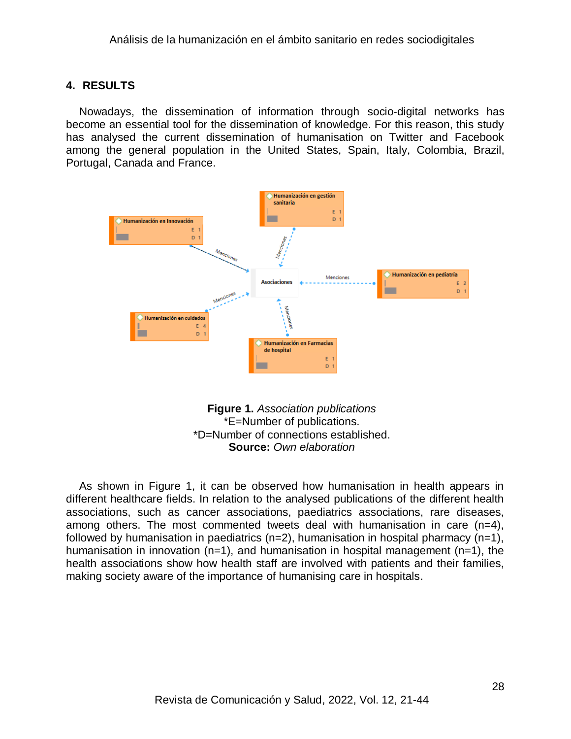## 4. RESULTS

Nowadays, the dissemination of information through socio-digital networks has become an essential tool for the dissemination of knowledge. For this reason, this study has analysed the current dissemination of humanisation on Twitter and Facebook among the general population in the United States, Spain, Italy, Colombia, Brazil, Portugal, Canada and France.

**Figure 1.** *Association publications*
*E=Number of publications.
*D=Number of connections established.
**Source:** *Own elaboration*

As shown in Figure 1, it can be observed how humanisation in health appears in different healthcare fields. In relation to the analysed publications of the different health associations, such as cancer associations, paediatrics associations, rare diseases, among others. The most commented tweets deal with humanisation in care (n=4), followed by humanisation in paediatrics (n=2), humanisation in hospital pharmacy (n=1), humanisation in innovation (n=1), and humanisation in hospital management (n=1), the health associations show how health staff are involved with patients and their families, making society aware of the importance of humanising care in hospitals.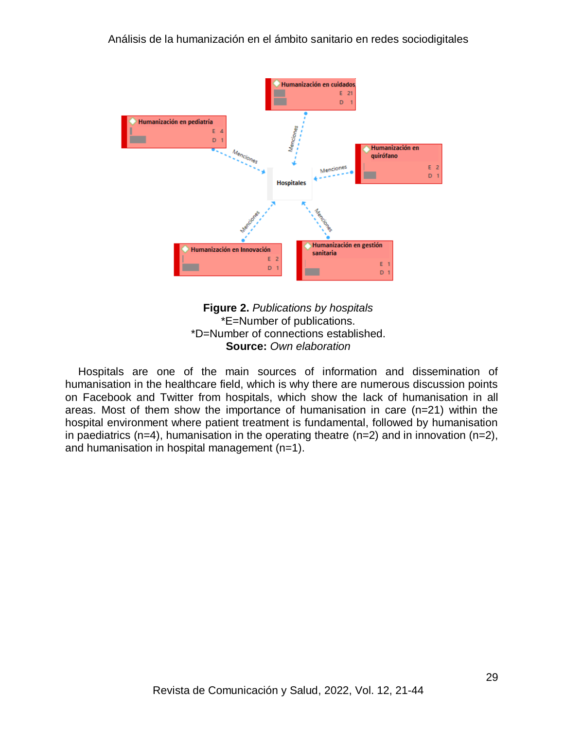**Figure 2.** *Publications by hospitals*
*E=Number of publications.
*D=Number of connections established.
**Source:** *Own elaboration*

Hospitals are one of the main sources of information and dissemination of humanisation in the healthcare field, which is why there are numerous discussion points on Facebook and Twitter from hospitals, which show the lack of humanisation in all areas. Most of them show the importance of humanisation in care (n=21) within the hospital environment where patient treatment is fundamental, followed by humanisation in paediatrics (n=4), humanisation in the operating theatre (n=2) and in innovation (n=2), and humanisation in hospital management (n=1).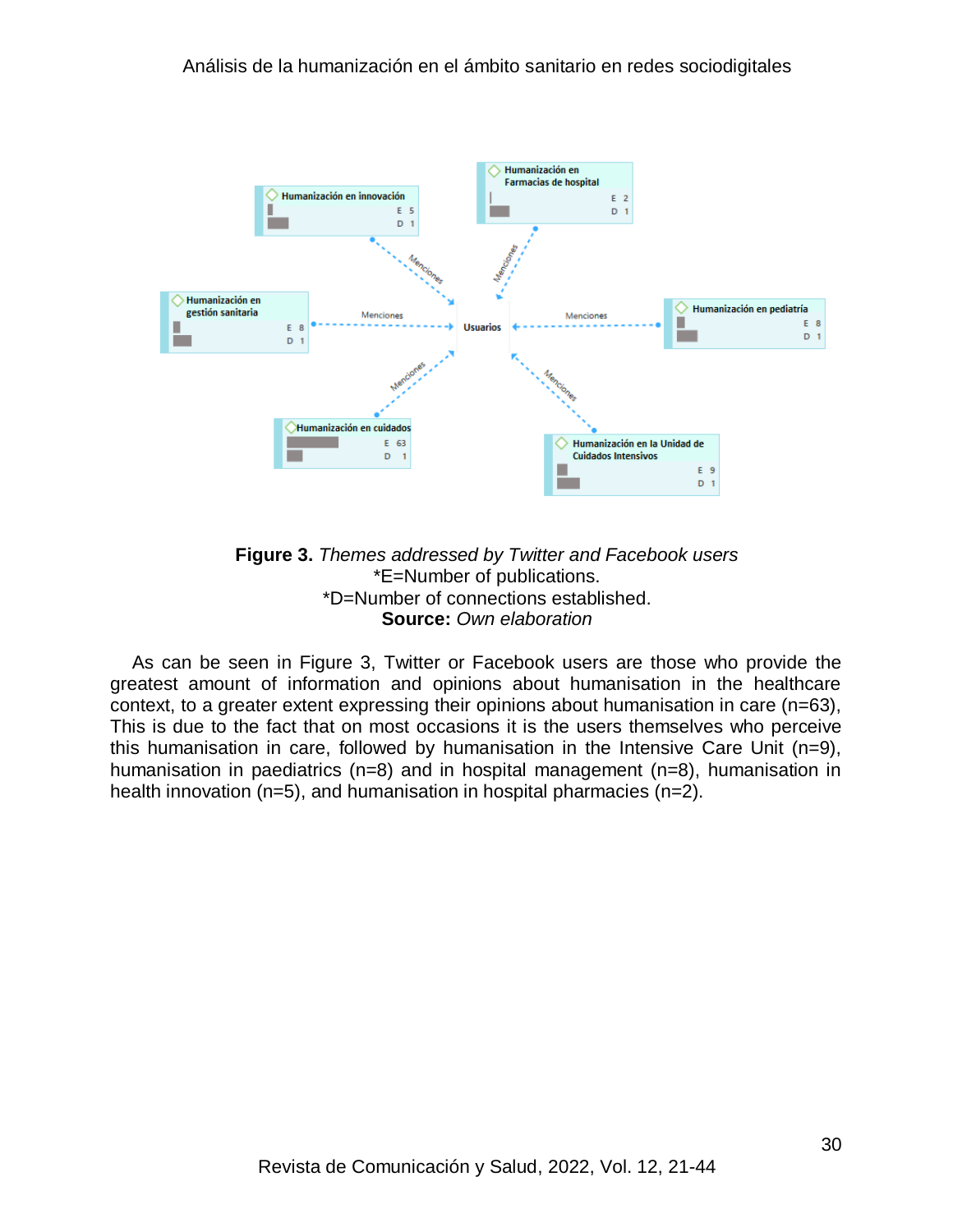**Figure 3.** *Themes addressed by Twitter and Facebook users*
*E=Number of publications.
*D=Number of connections established.
**Source:** *Own elaboration*

As can be seen in Figure 3, Twitter or Facebook users are those who provide the greatest amount of information and opinions about humanisation in the healthcare context, to a greater extent expressing their opinions about humanisation in care (n=63), This is due to the fact that on most occasions it is the users themselves who perceive this humanisation in care, followed by humanisation in the Intensive Care Unit (n=9), humanisation in paediatrics (n=8) and in hospital management (n=8), humanisation in health innovation (n=5), and humanisation in hospital pharmacies (n=2).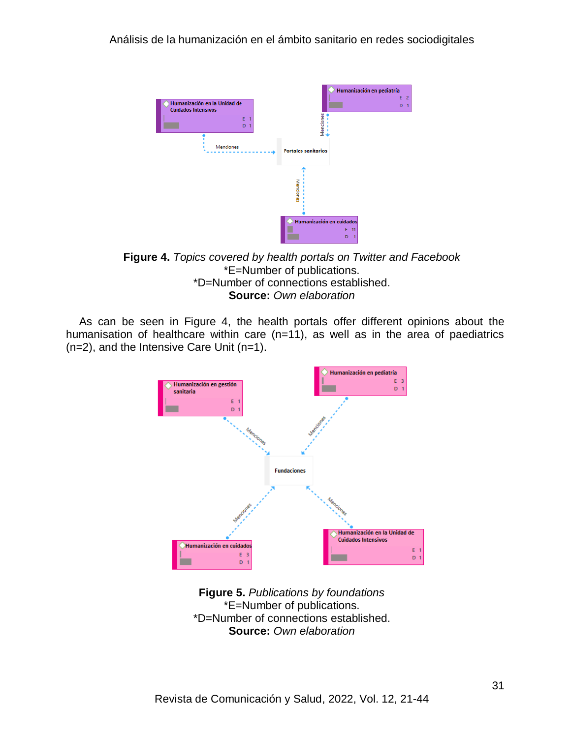**Figure 4.** *Topics covered by health portals on Twitter and Facebook*
*E=Number of publications.
*D=Number of connections established.
**Source:** *Own elaboration*

As can be seen in Figure 4, the health portals offer different opinions about the humanisation of healthcare within care (n=11), as well as in the area of paediatrics (n=2), and the Intensive Care Unit (n=1).

**Figure 5.** *Publications by foundations*
*E=Number of publications.
*D=Number of connections established.
**Source:** *Own elaboration*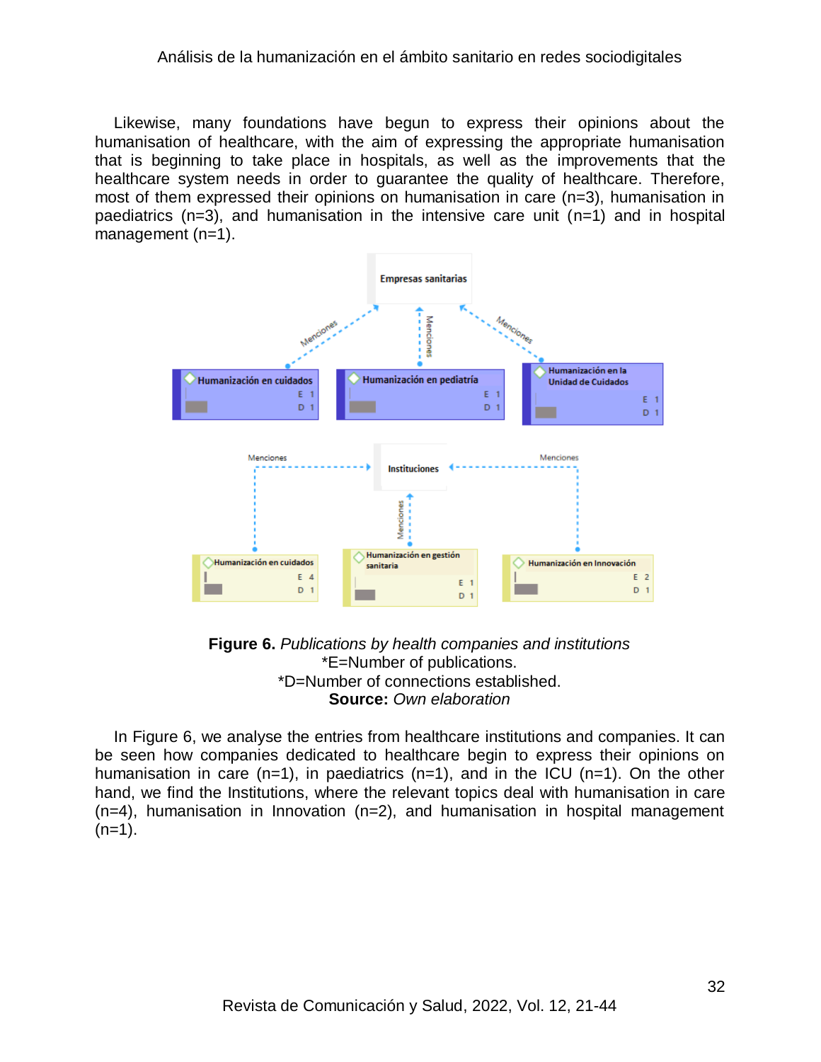Likewise, many foundations have begun to express their opinions about the humanisation of healthcare, with the aim of expressing the appropriate humanisation that is beginning to take place in hospitals, as well as the improvements that the healthcare system needs in order to guarantee the quality of healthcare. Therefore, most of them expressed their opinions on humanisation in care (n=3), humanisation in paediatrics (n=3), and humanisation in the intensive care unit (n=1) and in hospital management (n=1).

**Figure 6.** *Publications by health companies and institutions*
*E=Number of publications.
*D=Number of connections established.
**Source:** *Own elaboration*

In Figure 6, we analyse the entries from healthcare institutions and companies. It can be seen how companies dedicated to healthcare begin to express their opinions on humanisation in care (n=1), in paediatrics (n=1), and in the ICU (n=1). On the other hand, we find the Institutions, where the relevant topics deal with humanisation in care (n=4), humanisation in Innovation (n=2), and humanisation in hospital management (n=1).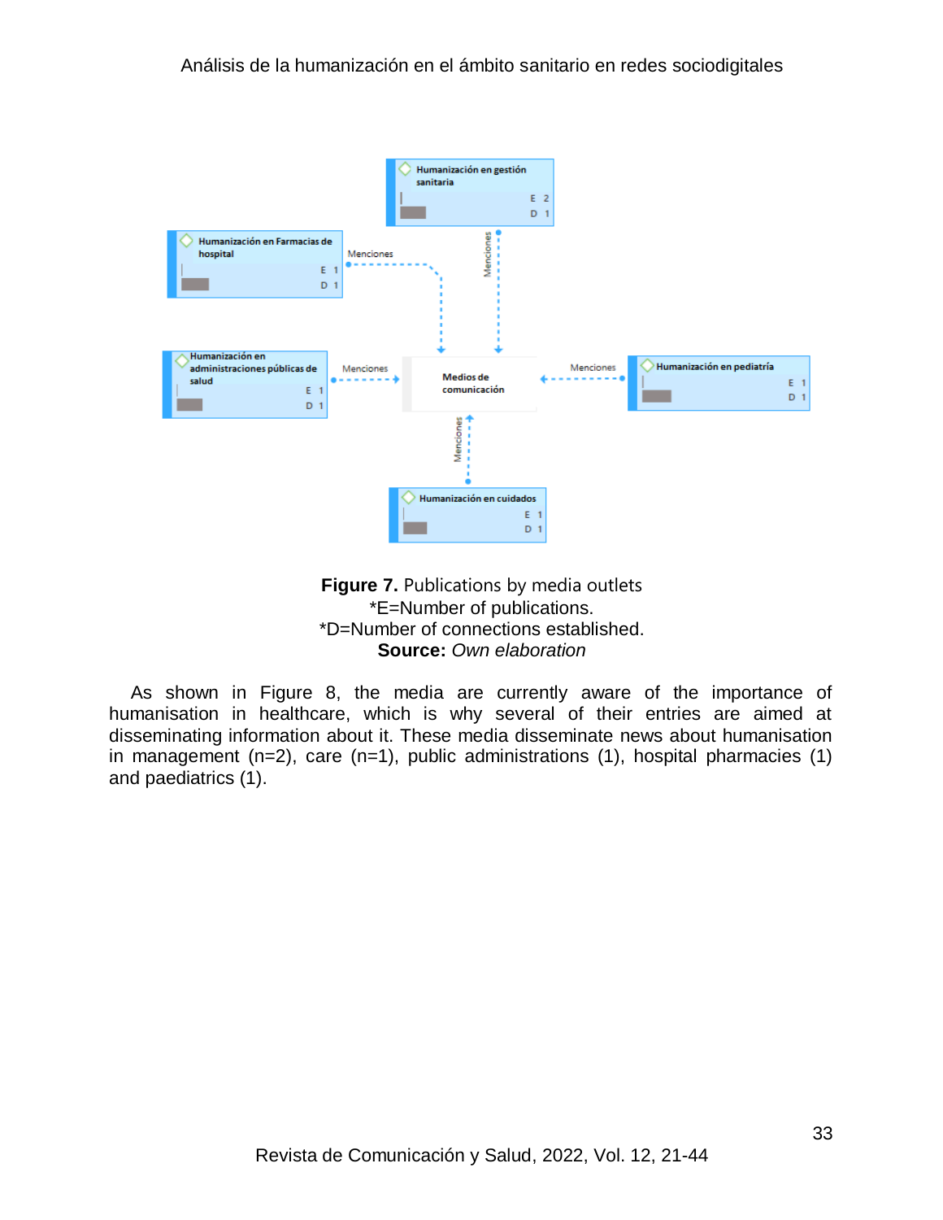Humanización en gestión sanitaria
E 2
D 1

Humanización en Farmacias de hospital
E 1
D 1

Humanización en administraciones públicas de salud
E 1
D 1

Medios de comunicación

Humanización en pediatría
E 1
D 1

Humanización en cuidados
E 1
D 1

Menciones

**Figure 7.** Publications by media outlets
*E=Number of publications.
*D=Number of connections established.
**Source:** *Own elaboration*

As shown in Figure 8, the media are currently aware of the importance of humanisation in healthcare, which is why several of their entries are aimed at disseminating information about it. These media disseminate news about humanisation in management (n=2), care (n=1), public administrations (1), hospital pharmacies (1) and paediatrics (1).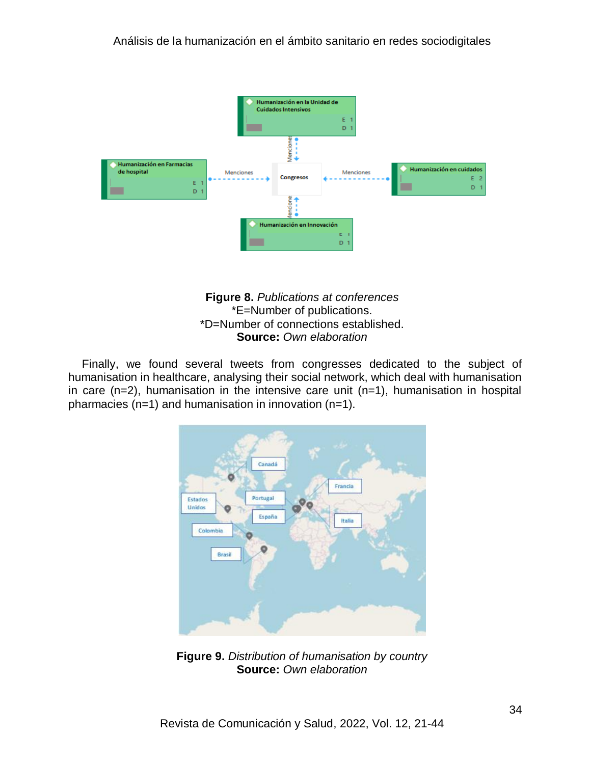**Figure 8.** *Publications at conferences*
*E=Number of publications.
*D=Number of connections established.
**Source:** *Own elaboration*

Finally, we found several tweets from congresses dedicated to the subject of humanisation in healthcare, analysing their social network, which deal with humanisation in care (n=2), humanisation in the intensive care unit (n=1), humanisation in hospital pharmacies (n=1) and humanisation in innovation (n=1).

**Figure 9.** *Distribution of humanisation by country*
**Source:** *Own elaboration*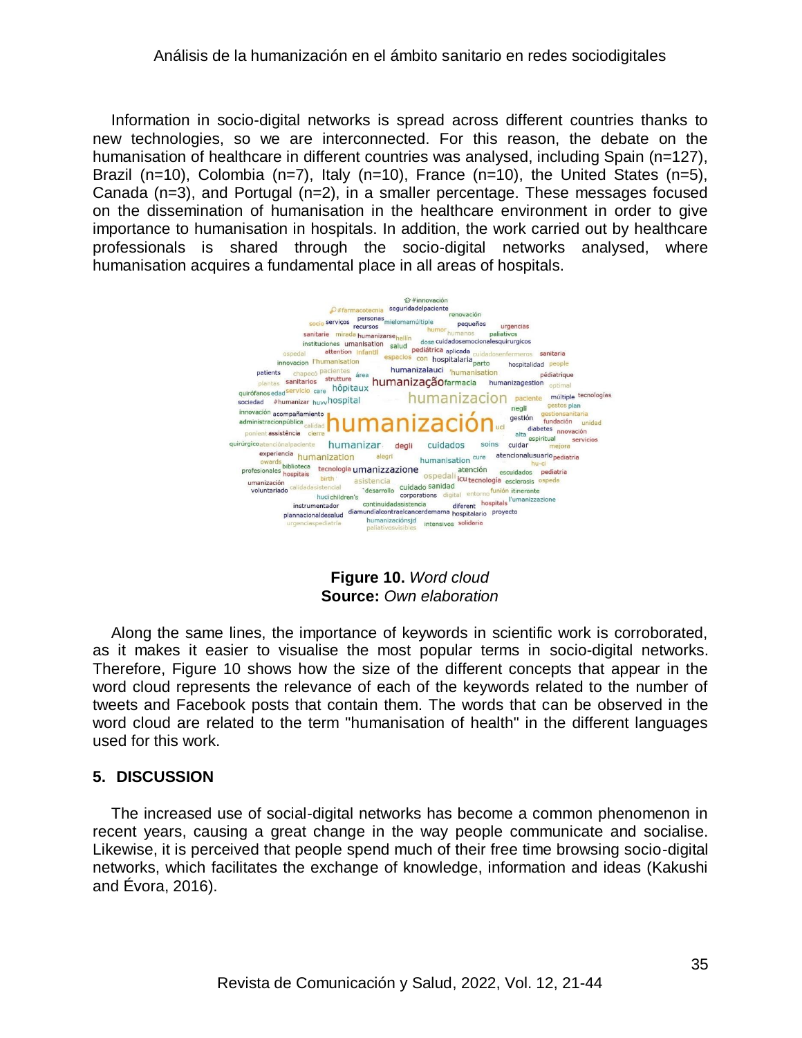Information in socio-digital networks is spread across different countries thanks to new technologies, so we are interconnected. For this reason, the debate on the humanisation of healthcare in different countries was analysed, including Spain (n=127), Brazil (n=10), Colombia (n=7), Italy (n=10), France (n=10), the United States (n=5), Canada (n=3), and Portugal (n=2), in a smaller percentage. These messages focused on the dissemination of humanisation in the healthcare environment in order to give importance to humanisation in hospitals. In addition, the work carried out by healthcare professionals is shared through the socio-digital networks analysed, where humanisation acquires a fundamental place in all areas of hospitals.

**Figure 10.** *Word cloud*
**Source:** *Own elaboration*

Along the same lines, the importance of keywords in scientific work is corroborated, as it makes it easier to visualise the most popular terms in socio-digital networks. Therefore, Figure 10 shows how the size of the different concepts that appear in the word cloud represents the relevance of each of the keywords related to the number of tweets and Facebook posts that contain them. The words that can be observed in the word cloud are related to the term "humanisation of health" in the different languages used for this work.

## 5. DISCUSSION

The increased use of social-digital networks has become a common phenomenon in recent years, causing a great change in the way people communicate and socialise. Likewise, it is perceived that people spend much of their free time browsing socio-digital networks, which facilitates the exchange of knowledge, information and ideas (Kakushi and Évora, 2016).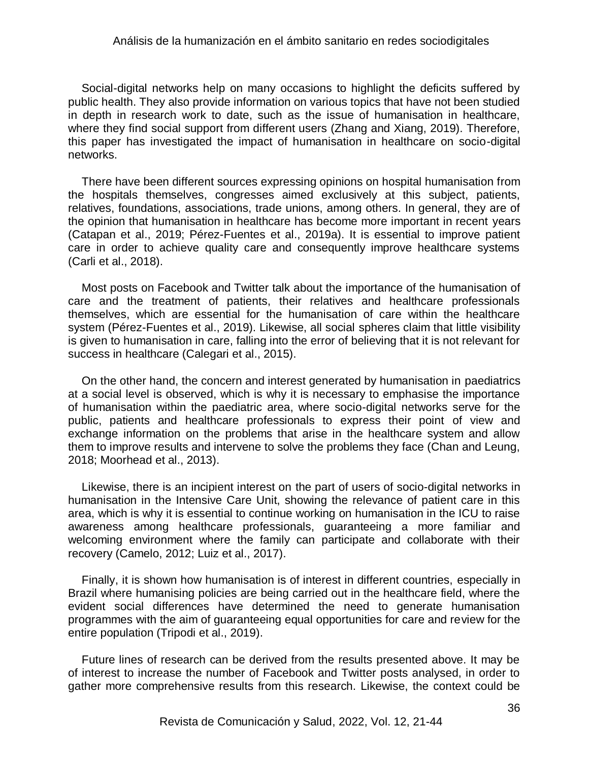Social-digital networks help on many occasions to highlight the deficits suffered by public health. They also provide information on various topics that have not been studied in depth in research work to date, such as the issue of humanisation in healthcare, where they find social support from different users (Zhang and Xiang, 2019). Therefore, this paper has investigated the impact of humanisation in healthcare on socio-digital networks.

There have been different sources expressing opinions on hospital humanisation from the hospitals themselves, congresses aimed exclusively at this subject, patients, relatives, foundations, associations, trade unions, among others. In general, they are of the opinion that humanisation in healthcare has become more important in recent years (Catapan et al., 2019; Pérez-Fuentes et al., 2019a). It is essential to improve patient care in order to achieve quality care and consequently improve healthcare systems (Carli et al., 2018).

Most posts on Facebook and Twitter talk about the importance of the humanisation of care and the treatment of patients, their relatives and healthcare professionals themselves, which are essential for the humanisation of care within the healthcare system (Pérez-Fuentes et al., 2019). Likewise, all social spheres claim that little visibility is given to humanisation in care, falling into the error of believing that it is not relevant for success in healthcare (Calegari et al., 2015).

On the other hand, the concern and interest generated by humanisation in paediatrics at a social level is observed, which is why it is necessary to emphasise the importance of humanisation within the paediatric area, where socio-digital networks serve for the public, patients and healthcare professionals to express their point of view and exchange information on the problems that arise in the healthcare system and allow them to improve results and intervene to solve the problems they face (Chan and Leung, 2018; Moorhead et al., 2013).

Likewise, there is an incipient interest on the part of users of socio-digital networks in humanisation in the Intensive Care Unit, showing the relevance of patient care in this area, which is why it is essential to continue working on humanisation in the ICU to raise awareness among healthcare professionals, guaranteeing a more familiar and welcoming environment where the family can participate and collaborate with their recovery (Camelo, 2012; Luiz et al., 2017).

Finally, it is shown how humanisation is of interest in different countries, especially in Brazil where humanising policies are being carried out in the healthcare field, where the evident social differences have determined the need to generate humanisation programmes with the aim of guaranteeing equal opportunities for care and review for the entire population (Tripodi et al., 2019).

Future lines of research can be derived from the results presented above. It may be of interest to increase the number of Facebook and Twitter posts analysed, in order to gather more comprehensive results from this research. Likewise, the context could be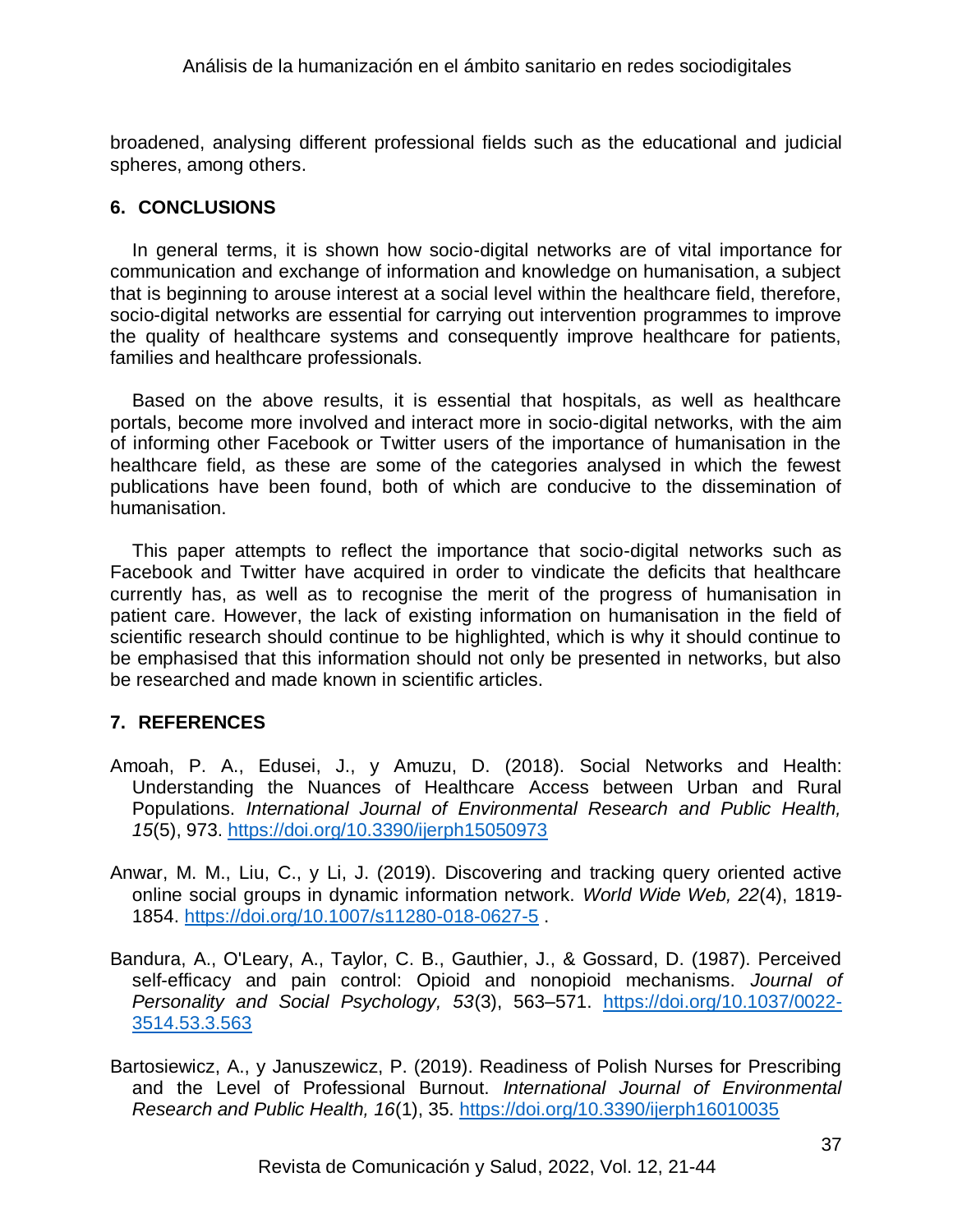broadened, analysing different professional fields such as the educational and judicial spheres, among others.

## 6. CONCLUSIONS

In general terms, it is shown how socio-digital networks are of vital importance for communication and exchange of information and knowledge on humanisation, a subject that is beginning to arouse interest at a social level within the healthcare field, therefore, socio-digital networks are essential for carrying out intervention programmes to improve the quality of healthcare systems and consequently improve healthcare for patients, families and healthcare professionals.

Based on the above results, it is essential that hospitals, as well as healthcare portals, become more involved and interact more in socio-digital networks, with the aim of informing other Facebook or Twitter users of the importance of humanisation in the healthcare field, as these are some of the categories analysed in which the fewest publications have been found, both of which are conducive to the dissemination of humanisation.

This paper attempts to reflect the importance that socio-digital networks such as Facebook and Twitter have acquired in order to vindicate the deficits that healthcare currently has, as well as to recognise the merit of the progress of humanisation in patient care. However, the lack of existing information on humanisation in the field of scientific research should continue to be highlighted, which is why it should continue to be emphasised that this information should not only be presented in networks, but also be researched and made known in scientific articles.

## 7. REFERENCES

Amoah, P. A., Edusei, J., y Amuzu, D. (2018). Social Networks and Health: Understanding the Nuances of Healthcare Access between Urban and Rural Populations. *International Journal of Environmental Research and Public Health, 15*(5), 973. https://doi.org/10.3390/ijerph15050973

Anwar, M. M., Liu, C., y Li, J. (2019). Discovering and tracking query oriented active online social groups in dynamic information network. *World Wide Web, 22*(4), 1819-1854. https://doi.org/10.1007/s11280-018-0627-5 .

Bandura, A., O'Leary, A., Taylor, C. B., Gauthier, J., & Gossard, D. (1987). Perceived self-efficacy and pain control: Opioid and nonopioid mechanisms. *Journal of Personality and Social Psychology, 53*(3), 563–571. https://doi.org/10.1037/0022-3514.53.3.563

Bartosiewicz, A., y Januszewicz, P. (2019). Readiness of Polish Nurses for Prescribing and the Level of Professional Burnout. *International Journal of Environmental Research and Public Health, 16*(1), 35. https://doi.org/10.3390/ijerph16010035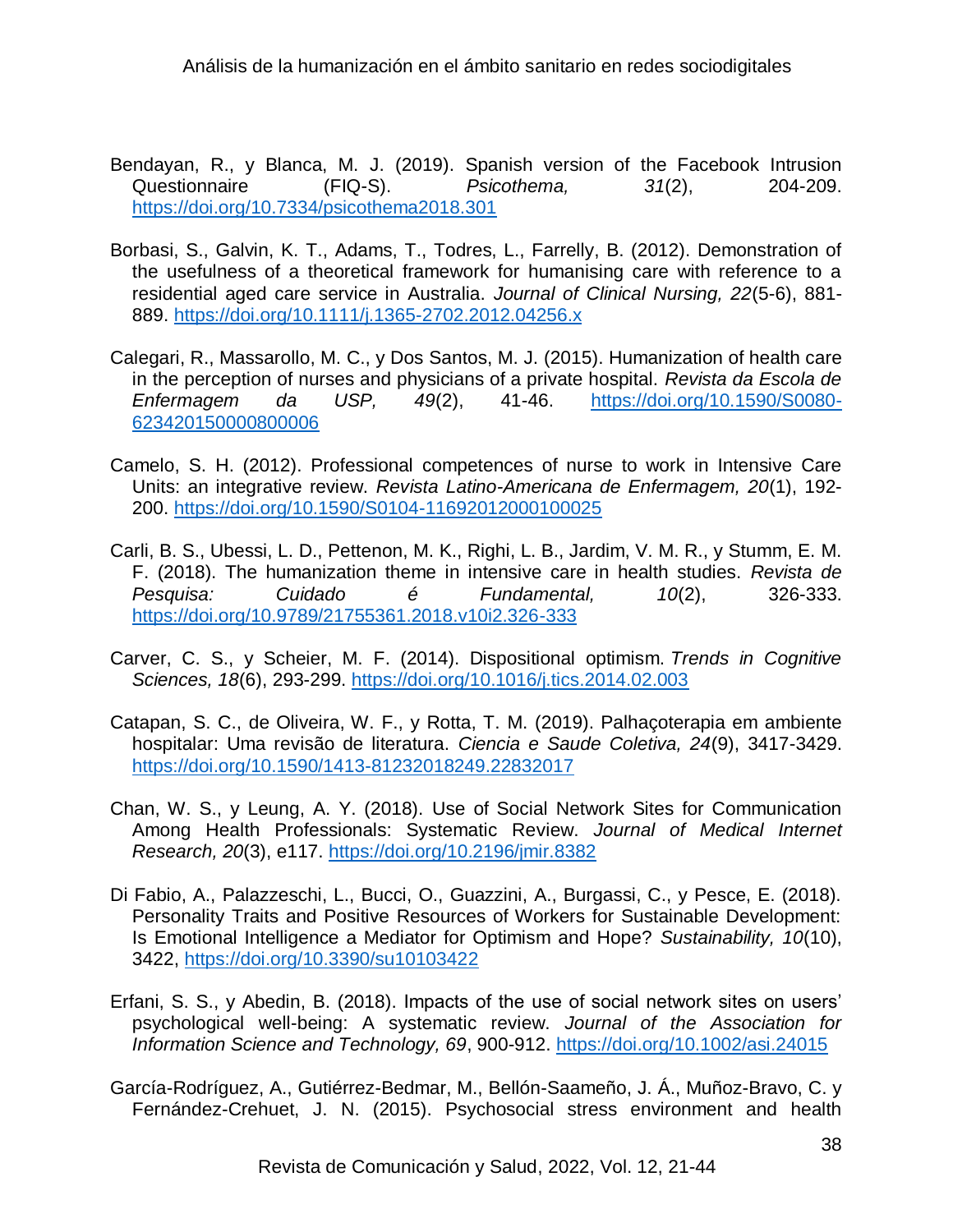Bendayan, R., y Blanca, M. J. (2019). Spanish version of the Facebook Intrusion Questionnaire (FIQ-S). *Psicothema, 31*(2), 204-209. https://doi.org/10.7334/psicothema2018.301

Borbasi, S., Galvin, K. T., Adams, T., Todres, L., Farrelly, B. (2012). Demonstration of the usefulness of a theoretical framework for humanising care with reference to a residential aged care service in Australia. *Journal of Clinical Nursing, 22*(5-6), 881-889. https://doi.org/10.1111/j.1365-2702.2012.04256.x

Calegari, R., Massarollo, M. C., y Dos Santos, M. J. (2015). Humanization of health care in the perception of nurses and physicians of a private hospital. *Revista da Escola de Enfermagem da USP, 49*(2), 41-46. https://doi.org/10.1590/S0080-623420150000800006

Camelo, S. H. (2012). Professional competences of nurse to work in Intensive Care Units: an integrative review. *Revista Latino-Americana de Enfermagem, 20*(1), 192-200. https://doi.org/10.1590/S0104-11692012000100025

Carli, B. S., Ubessi, L. D., Pettenon, M. K., Righi, L. B., Jardim, V. M. R., y Stumm, E. M. F. (2018). The humanization theme in intensive care in health studies. *Revista de Pesquisa: Cuidado é Fundamental, 10*(2), 326-333. https://doi.org/10.9789/21755361.2018.v10i2.326-333

Carver, C. S., y Scheier, M. F. (2014). Dispositional optimism. *Trends in Cognitive Sciences, 18*(6), 293-299. https://doi.org/10.1016/j.tics.2014.02.003

Catapan, S. C., de Oliveira, W. F., y Rotta, T. M. (2019). Palhaçoterapia em ambiente hospitalar: Uma revisão de literatura. *Ciencia e Saude Coletiva, 24*(9), 3417-3429. https://doi.org/10.1590/1413-81232018249.22832017

Chan, W. S., y Leung, A. Y. (2018). Use of Social Network Sites for Communication Among Health Professionals: Systematic Review. *Journal of Medical Internet Research, 20*(3), e117. https://doi.org/10.2196/jmir.8382

Di Fabio, A., Palazzeschi, L., Bucci, O., Guazzini, A., Burgassi, C., y Pesce, E. (2018). Personality Traits and Positive Resources of Workers for Sustainable Development: Is Emotional Intelligence a Mediator for Optimism and Hope? *Sustainability, 10*(10), 3422, https://doi.org/10.3390/su10103422

Erfani, S. S., y Abedin, B. (2018). Impacts of the use of social network sites on users' psychological well-being: A systematic review. *Journal of the Association for Information Science and Technology, 69*, 900-912. https://doi.org/10.1002/asi.24015

García-Rodríguez, A., Gutiérrez-Bedmar, M., Bellón-Saameño, J. Á., Muñoz-Bravo, C. y Fernández-Crehuet, J. N. (2015). Psychosocial stress environment and health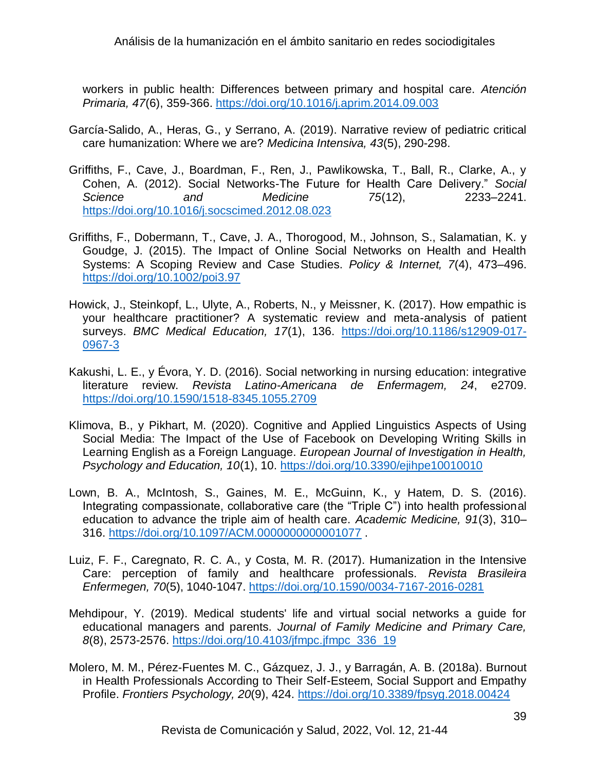workers in public health: Differences between primary and hospital care. *Atención Primaria, 47*(6), 359-366. https://doi.org/10.1016/j.aprim.2014.09.003

García-Salido, A., Heras, G., y Serrano, A. (2019). Narrative review of pediatric critical care humanization: Where we are? *Medicina Intensiva, 43*(5), 290-298.

Griffiths, F., Cave, J., Boardman, F., Ren, J., Pawlikowska, T., Ball, R., Clarke, A., y Cohen, A. (2012). Social Networks-The Future for Health Care Delivery." *Social Science and Medicine 75*(12), 2233–2241. https://doi.org/10.1016/j.socscimed.2012.08.023

Griffiths, F., Dobermann, T., Cave, J. A., Thorogood, M., Johnson, S., Salamatian, K. y Goudge, J. (2015). The Impact of Online Social Networks on Health and Health Systems: A Scoping Review and Case Studies. *Policy & Internet, 7*(4), 473–496. https://doi.org/10.1002/poi3.97

Howick, J., Steinkopf, L., Ulyte, A., Roberts, N., y Meissner, K. (2017). How empathic is your healthcare practitioner? A systematic review and meta-analysis of patient surveys. *BMC Medical Education, 17*(1), 136. https://doi.org/10.1186/s12909-017-0967-3

Kakushi, L. E., y Évora, Y. D. (2016). Social networking in nursing education: integrative literature review. *Revista Latino-Americana de Enfermagem, 24*, e2709. https://doi.org/10.1590/1518-8345.1055.2709

Klimova, B., y Pikhart, M. (2020). Cognitive and Applied Linguistics Aspects of Using Social Media: The Impact of the Use of Facebook on Developing Writing Skills in Learning English as a Foreign Language. *European Journal of Investigation in Health, Psychology and Education, 10*(1), 10. https://doi.org/10.3390/ejihpe10010010

Lown, B. A., McIntosh, S., Gaines, M. E., McGuinn, K., y Hatem, D. S. (2016). Integrating compassionate, collaborative care (the "Triple C") into health professional education to advance the triple aim of health care. *Academic Medicine, 91*(3), 310–316. https://doi.org/10.1097/ACM.0000000000001077 .

Luiz, F. F., Caregnato, R. C. A., y Costa, M. R. (2017). Humanization in the Intensive Care: perception of family and healthcare professionals. *Revista Brasileira Enfermegen, 70*(5), 1040-1047. https://doi.org/10.1590/0034-7167-2016-0281

Mehdipour, Y. (2019). Medical students' life and virtual social networks a guide for educational managers and parents. *Journal of Family Medicine and Primary Care, 8*(8), 2573-2576. https://doi.org/10.4103/jfmpc.jfmpc_336_19

Molero, M. M., Pérez-Fuentes M. C., Gázquez, J. J., y Barragán, A. B. (2018a). Burnout in Health Professionals According to Their Self-Esteem, Social Support and Empathy Profile. *Frontiers Psychology, 20*(9), 424. https://doi.org/10.3389/fpsyg.2018.00424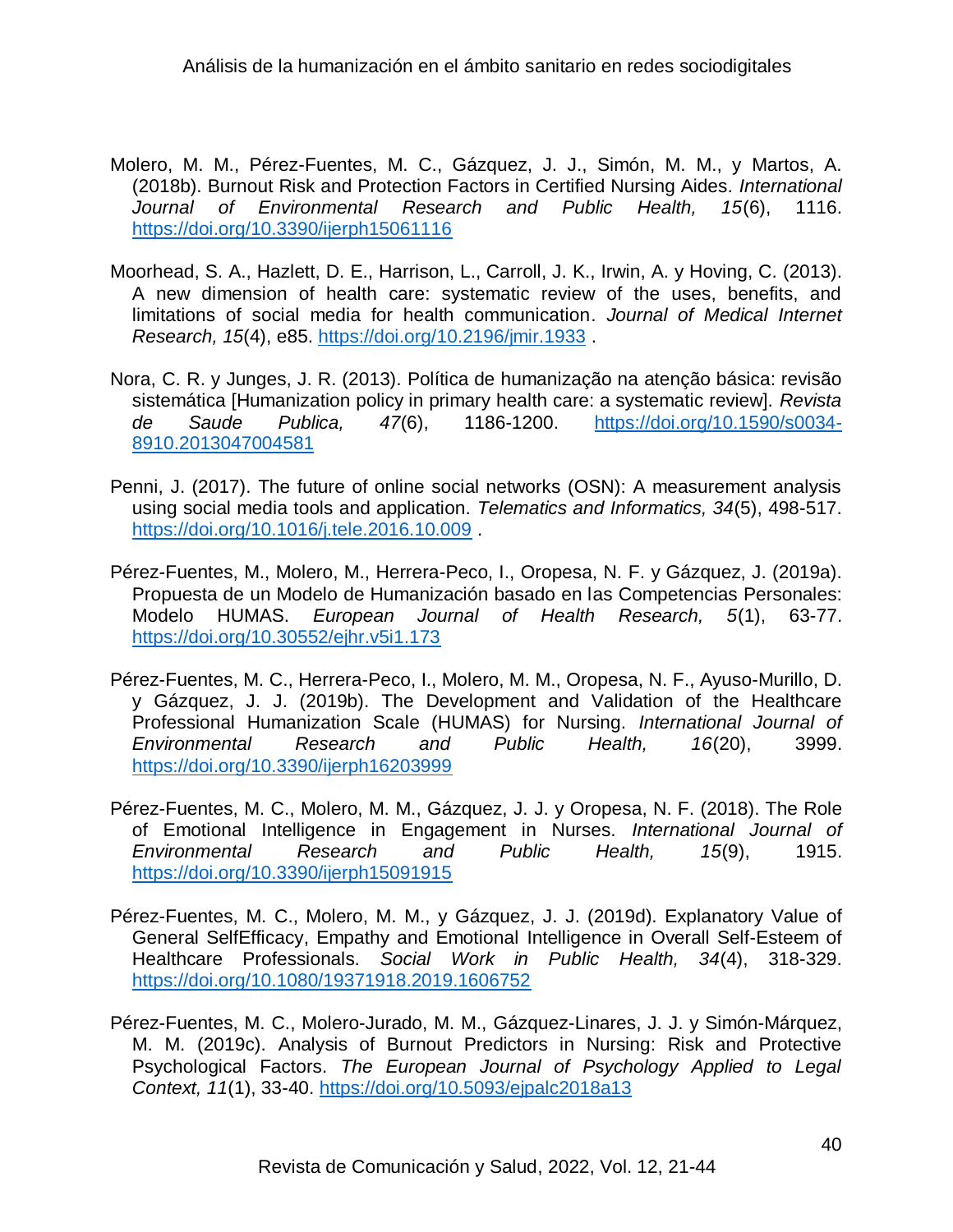Molero, M. M., Pérez-Fuentes, M. C., Gázquez, J. J., Simón, M. M., y Martos, A. (2018b). Burnout Risk and Protection Factors in Certified Nursing Aides. *International Journal of Environmental Research and Public Health, 15*(6), 1116. https://doi.org/10.3390/ijerph15061116

Moorhead, S. A., Hazlett, D. E., Harrison, L., Carroll, J. K., Irwin, A. y Hoving, C. (2013). A new dimension of health care: systematic review of the uses, benefits, and limitations of social media for health communication. *Journal of Medical Internet Research, 15*(4), e85. https://doi.org/10.2196/jmir.1933 .

Nora, C. R. y Junges, J. R. (2013). Política de humanização na atenção básica: revisão sistemática [Humanization policy in primary health care: a systematic review]. *Revista de Saude Publica, 47*(6), 1186-1200. https://doi.org/10.1590/s0034-8910.2013047004581

Penni, J. (2017). The future of online social networks (OSN): A measurement analysis using social media tools and application. *Telematics and Informatics, 34*(5), 498-517. https://doi.org/10.1016/j.tele.2016.10.009 .

Pérez-Fuentes, M., Molero, M., Herrera-Peco, I., Oropesa, N. F. y Gázquez, J. (2019a). Propuesta de un Modelo de Humanización basado en las Competencias Personales: Modelo HUMAS. *European Journal of Health Research, 5*(1), 63-77. https://doi.org/10.30552/ejhr.v5i1.173

Pérez-Fuentes, M. C., Herrera-Peco, I., Molero, M. M., Oropesa, N. F., Ayuso-Murillo, D. y Gázquez, J. J. (2019b). The Development and Validation of the Healthcare Professional Humanization Scale (HUMAS) for Nursing. *International Journal of Environmental Research and Public Health, 16*(20), 3999. https://doi.org/10.3390/ijerph16203999

Pérez-Fuentes, M. C., Molero, M. M., Gázquez, J. J. y Oropesa, N. F. (2018). The Role of Emotional Intelligence in Engagement in Nurses. *International Journal of Environmental Research and Public Health, 15*(9), 1915. https://doi.org/10.3390/ijerph15091915

Pérez-Fuentes, M. C., Molero, M. M., y Gázquez, J. J. (2019d). Explanatory Value of General SelfEfficacy, Empathy and Emotional Intelligence in Overall Self-Esteem of Healthcare Professionals. *Social Work in Public Health, 34*(4), 318-329. https://doi.org/10.1080/19371918.2019.1606752

Pérez-Fuentes, M. C., Molero-Jurado, M. M., Gázquez-Linares, J. J. y Simón-Márquez, M. M. (2019c). Analysis of Burnout Predictors in Nursing: Risk and Protective Psychological Factors. *The European Journal of Psychology Applied to Legal Context, 11*(1), 33-40. https://doi.org/10.5093/ejpalc2018a13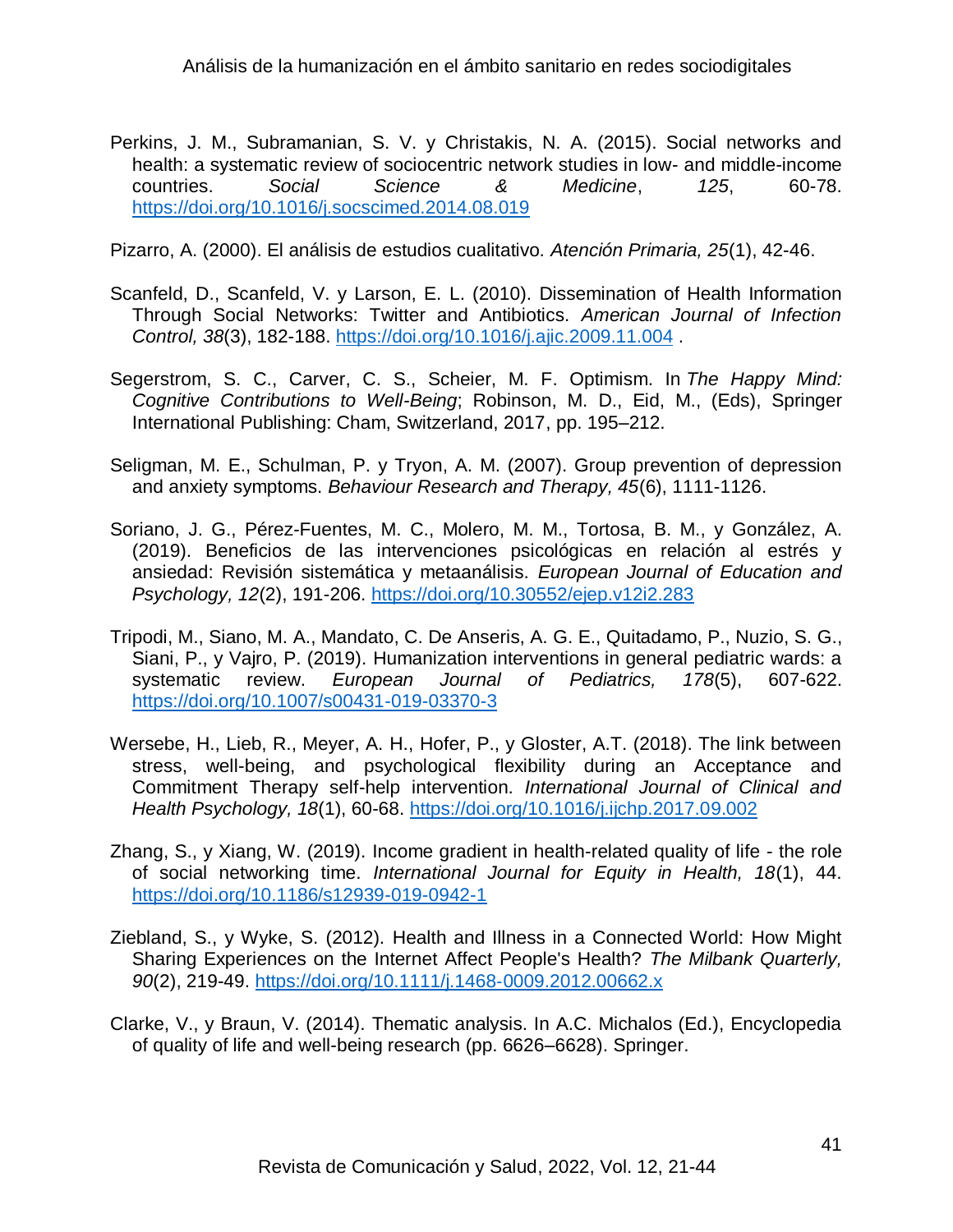Perkins, J. M., Subramanian, S. V. y Christakis, N. A. (2015). Social networks and health: a systematic review of sociocentric network studies in low- and middle-income countries. *Social Science & Medicine*, *125*, 60-78. https://doi.org/10.1016/j.socscimed.2014.08.019

Pizarro, A. (2000). El análisis de estudios cualitativo. *Atención Primaria, 25*(1), 42-46.

Scanfeld, D., Scanfeld, V. y Larson, E. L. (2010). Dissemination of Health Information Through Social Networks: Twitter and Antibiotics. *American Journal of Infection Control, 38*(3), 182-188. https://doi.org/10.1016/j.ajic.2009.11.004 .

Segerstrom, S. C., Carver, C. S., Scheier, M. F. Optimism. In *The Happy Mind: Cognitive Contributions to Well-Being*; Robinson, M. D., Eid, M., (Eds), Springer International Publishing: Cham, Switzerland, 2017, pp. 195–212.

Seligman, M. E., Schulman, P. y Tryon, A. M. (2007). Group prevention of depression and anxiety symptoms. *Behaviour Research and Therapy, 45*(6), 1111-1126.

Soriano, J. G., Pérez-Fuentes, M. C., Molero, M. M., Tortosa, B. M., y González, A. (2019). Beneficios de las intervenciones psicológicas en relación al estrés y ansiedad: Revisión sistemática y metaanálisis. *European Journal of Education and Psychology, 12*(2), 191-206. https://doi.org/10.30552/ejep.v12i2.283

Tripodi, M., Siano, M. A., Mandato, C. De Anseris, A. G. E., Quitadamo, P., Nuzio, S. G., Siani, P., y Vajro, P. (2019). Humanization interventions in general pediatric wards: a systematic review. *European Journal of Pediatrics, 178*(5), 607-622. https://doi.org/10.1007/s00431-019-03370-3

Wersebe, H., Lieb, R., Meyer, A. H., Hofer, P., y Gloster, A.T. (2018). The link between stress, well-being, and psychological flexibility during an Acceptance and Commitment Therapy self-help intervention. *International Journal of Clinical and Health Psychology, 18*(1), 60-68. https://doi.org/10.1016/j.ijchp.2017.09.002

Zhang, S., y Xiang, W. (2019). Income gradient in health-related quality of life - the role of social networking time. *International Journal for Equity in Health, 18*(1), 44. https://doi.org/10.1186/s12939-019-0942-1

Ziebland, S., y Wyke, S. (2012). Health and Illness in a Connected World: How Might Sharing Experiences on the Internet Affect People's Health? *The Milbank Quarterly, 90*(2), 219-49. https://doi.org/10.1111/j.1468-0009.2012.00662.x

Clarke, V., y Braun, V. (2014). Thematic analysis. In A.C. Michalos (Ed.), Encyclopedia of quality of life and well-being research (pp. 6626–6628). Springer.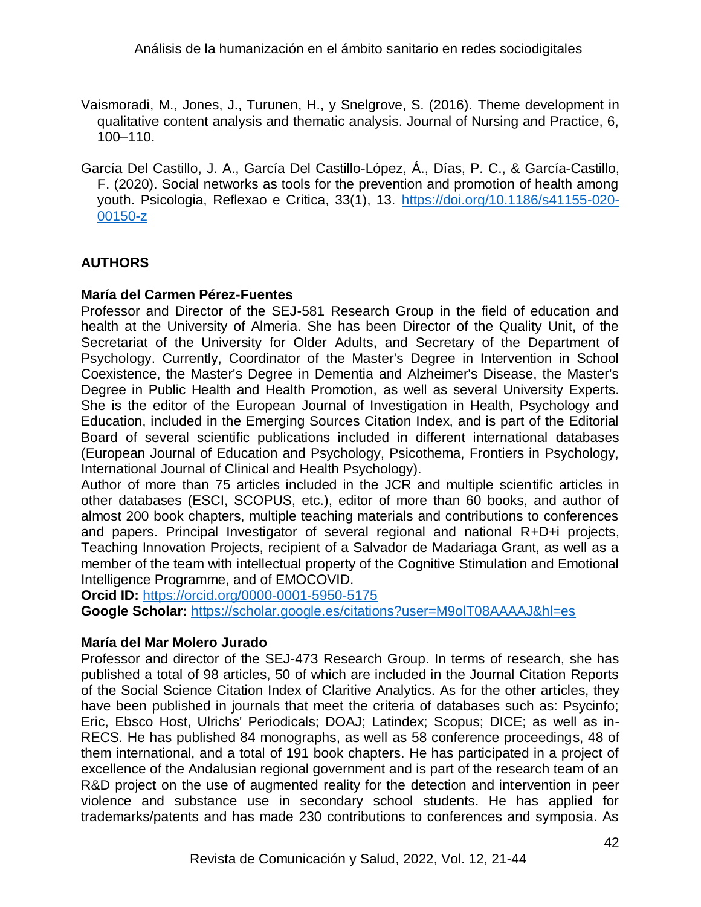Vaismoradi, M., Jones, J., Turunen, H., y Snelgrove, S. (2016). Theme development in qualitative content analysis and thematic analysis. Journal of Nursing and Practice, 6, 100–110.

García Del Castillo, J. A., García Del Castillo-López, Á., Días, P. C., & García-Castillo, F. (2020). Social networks as tools for the prevention and promotion of health among youth. Psicologia, Reflexao e Critica, 33(1), 13. https://doi.org/10.1186/s41155-020-00150-z

## AUTHORS

**María del Carmen Pérez-Fuentes**

Professor and Director of the SEJ-581 Research Group in the field of education and health at the University of Almeria. She has been Director of the Quality Unit, of the Secretariat of the University for Older Adults, and Secretary of the Department of Psychology. Currently, Coordinator of the Master's Degree in Intervention in School Coexistence, the Master's Degree in Dementia and Alzheimer's Disease, the Master's Degree in Public Health and Health Promotion, as well as several University Experts. She is the editor of the European Journal of Investigation in Health, Psychology and Education, included in the Emerging Sources Citation Index, and is part of the Editorial Board of several scientific publications included in different international databases (European Journal of Education and Psychology, Psicothema, Frontiers in Psychology, International Journal of Clinical and Health Psychology).

Author of more than 75 articles included in the JCR and multiple scientific articles in other databases (ESCI, SCOPUS, etc.), editor of more than 60 books, and author of almost 200 book chapters, multiple teaching materials and contributions to conferences and papers. Principal Investigator of several regional and national R+D+i projects, Teaching Innovation Projects, recipient of a Salvador de Madariaga Grant, as well as a member of the team with intellectual property of the Cognitive Stimulation and Emotional Intelligence Programme, and of EMOCOVID.

**Orcid ID:** https://orcid.org/0000-0001-5950-5175

**Google Scholar:** https://scholar.google.es/citations?user=M9olT08AAAAJ&hl=es

**María del Mar Molero Jurado**

Professor and director of the SEJ-473 Research Group. In terms of research, she has published a total of 98 articles, 50 of which are included in the Journal Citation Reports of the Social Science Citation Index of Claritive Analytics. As for the other articles, they have been published in journals that meet the criteria of databases such as: Psycinfo; Eric, Ebsco Host, Ulrichs' Periodicals; DOAJ; Latindex; Scopus; DICE; as well as in-RECS. He has published 84 monographs, as well as 58 conference proceedings, 48 of them international, and a total of 191 book chapters. He has participated in a project of excellence of the Andalusian regional government and is part of the research team of an R&D project on the use of augmented reality for the detection and intervention in peer violence and substance use in secondary school students. He has applied for trademarks/patents and has made 230 contributions to conferences and symposia. As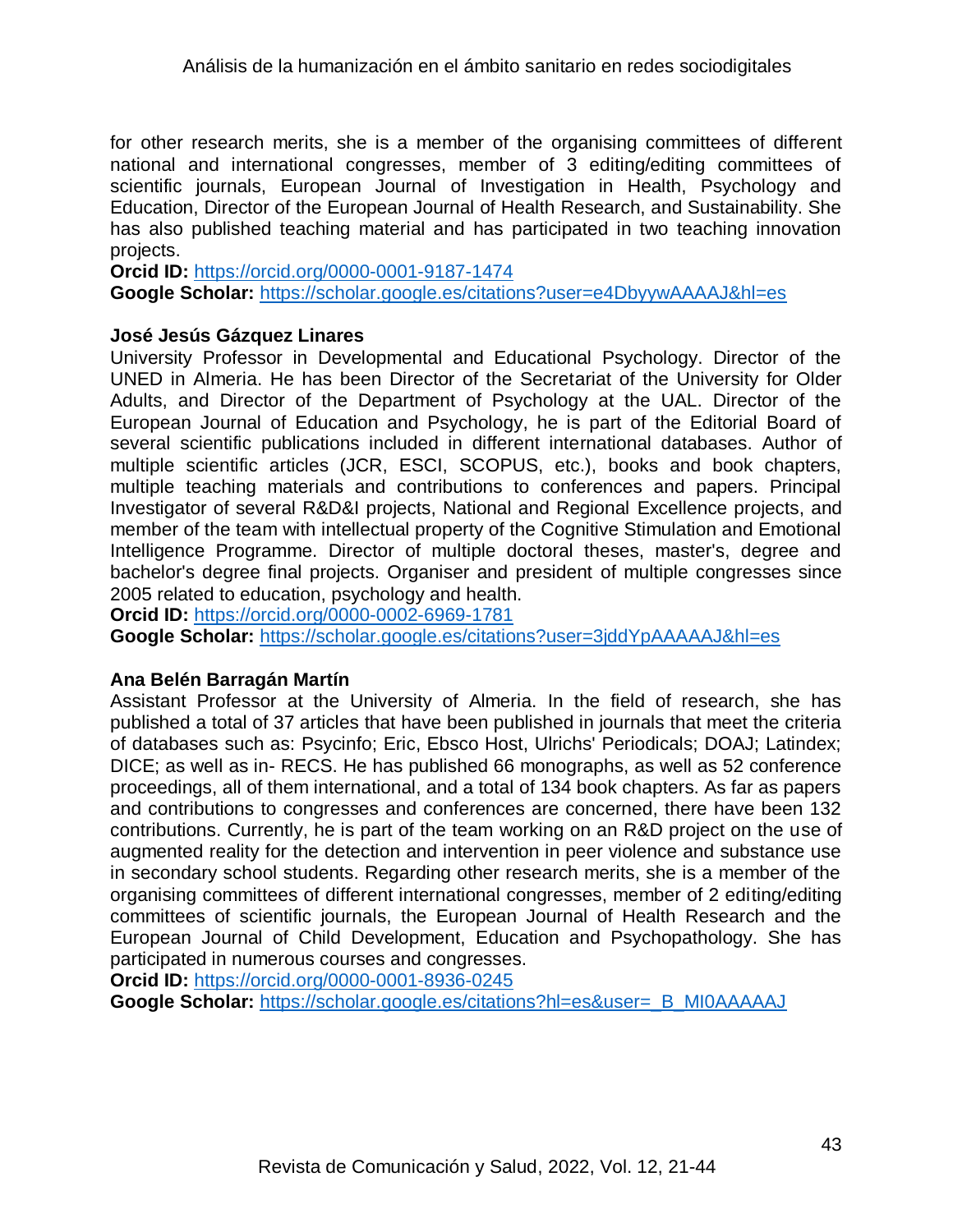for other research merits, she is a member of the organising committees of different national and international congresses, member of 3 editing/editing committees of scientific journals, European Journal of Investigation in Health, Psychology and Education, Director of the European Journal of Health Research, and Sustainability. She has also published teaching material and has participated in two teaching innovation projects.
**Orcid ID:** https://orcid.org/0000-0001-9187-1474
**Google Scholar:** https://scholar.google.es/citations?user=e4DbyywAAAAJ&hl=es

**José Jesús Gázquez Linares**
University Professor in Developmental and Educational Psychology. Director of the UNED in Almeria. He has been Director of the Secretariat of the University for Older Adults, and Director of the Department of Psychology at the UAL. Director of the European Journal of Education and Psychology, he is part of the Editorial Board of several scientific publications included in different international databases. Author of multiple scientific articles (JCR, ESCI, SCOPUS, etc.), books and book chapters, multiple teaching materials and contributions to conferences and papers. Principal Investigator of several R&D&I projects, National and Regional Excellence projects, and member of the team with intellectual property of the Cognitive Stimulation and Emotional Intelligence Programme. Director of multiple doctoral theses, master's, degree and bachelor's degree final projects. Organiser and president of multiple congresses since 2005 related to education, psychology and health.
**Orcid ID:** https://orcid.org/0000-0002-6969-1781
**Google Scholar:** https://scholar.google.es/citations?user=3jddYpAAAAAJ&hl=es

**Ana Belén Barragán Martín**
Assistant Professor at the University of Almeria. In the field of research, she has published a total of 37 articles that have been published in journals that meet the criteria of databases such as: Psycinfo; Eric, Ebsco Host, Ulrichs' Periodicals; DOAJ; Latindex; DICE; as well as in- RECS. He has published 66 monographs, as well as 52 conference proceedings, all of them international, and a total of 134 book chapters. As far as papers and contributions to congresses and conferences are concerned, there have been 132 contributions. Currently, he is part of the team working on an R&D project on the use of augmented reality for the detection and intervention in peer violence and substance use in secondary school students. Regarding other research merits, she is a member of the organising committees of different international congresses, member of 2 editing/editing committees of scientific journals, the European Journal of Health Research and the European Journal of Child Development, Education and Psychopathology. She has participated in numerous courses and congresses.
**Orcid ID:** https://orcid.org/0000-0001-8936-0245
**Google Scholar:** https://scholar.google.es/citations?hl=es&user=_B_MI0AAAAAJ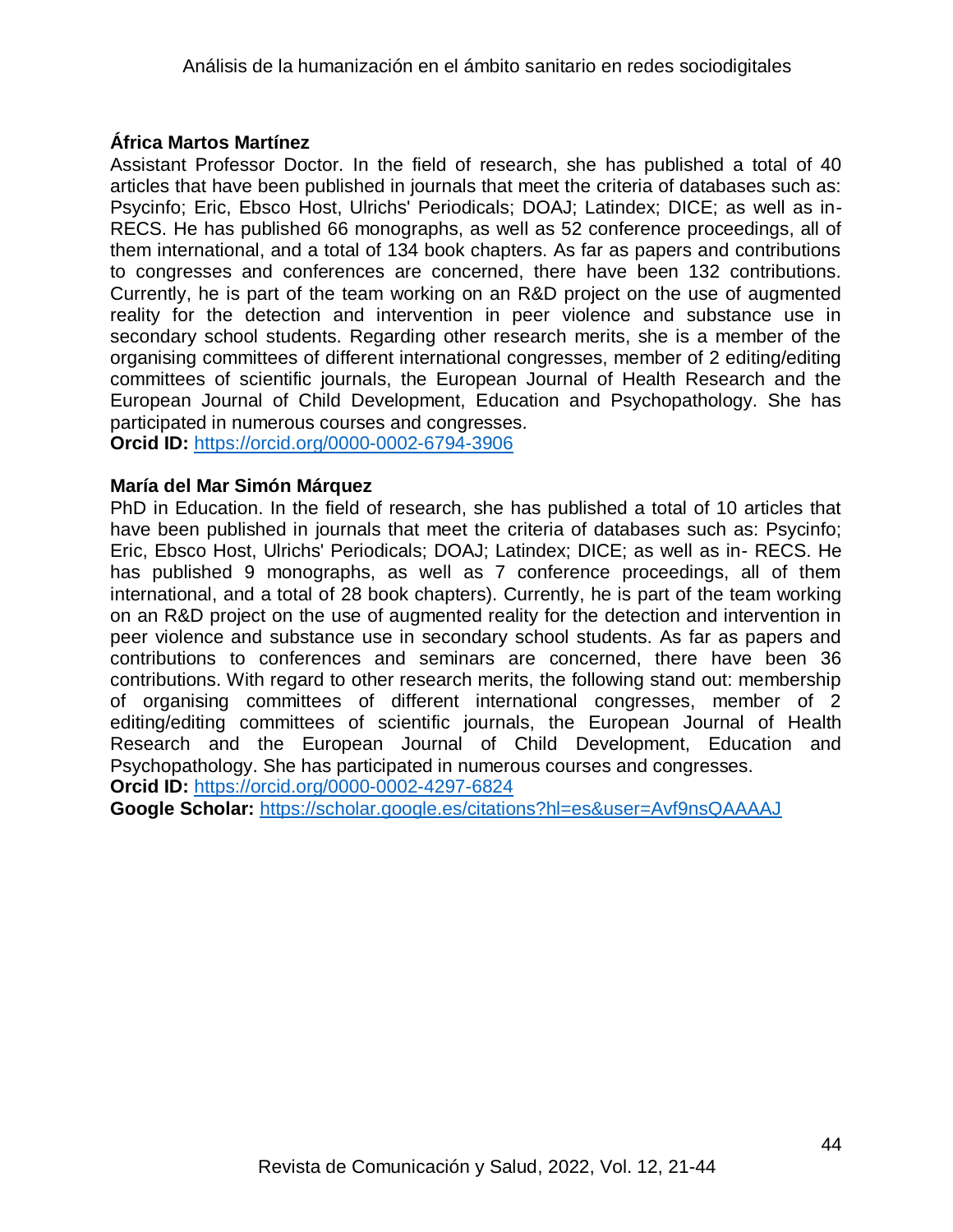**África Martos Martínez**

Assistant Professor Doctor. In the field of research, she has published a total of 40 articles that have been published in journals that meet the criteria of databases such as: Psycinfo; Eric, Ebsco Host, Ulrichs' Periodicals; DOAJ; Latindex; DICE; as well as in-RECS. He has published 66 monographs, as well as 52 conference proceedings, all of them international, and a total of 134 book chapters. As far as papers and contributions to congresses and conferences are concerned, there have been 132 contributions. Currently, he is part of the team working on an R&D project on the use of augmented reality for the detection and intervention in peer violence and substance use in secondary school students. Regarding other research merits, she is a member of the organising committees of different international congresses, member of 2 editing/editing committees of scientific journals, the European Journal of Health Research and the European Journal of Child Development, Education and Psychopathology. She has participated in numerous courses and congresses.

**Orcid ID:** https://orcid.org/0000-0002-6794-3906

**María del Mar Simón Márquez**

PhD in Education. In the field of research, she has published a total of 10 articles that have been published in journals that meet the criteria of databases such as: Psycinfo; Eric, Ebsco Host, Ulrichs' Periodicals; DOAJ; Latindex; DICE; as well as in- RECS. He has published 9 monographs, as well as 7 conference proceedings, all of them international, and a total of 28 book chapters). Currently, he is part of the team working on an R&D project on the use of augmented reality for the detection and intervention in peer violence and substance use in secondary school students. As far as papers and contributions to conferences and seminars are concerned, there have been 36 contributions. With regard to other research merits, the following stand out: membership of organising committees of different international congresses, member of 2 editing/editing committees of scientific journals, the European Journal of Health Research and the European Journal of Child Development, Education and Psychopathology. She has participated in numerous courses and congresses.

**Orcid ID:** https://orcid.org/0000-0002-4297-6824

**Google Scholar:** https://scholar.google.es/citations?hl=es&user=Avf9nsQAAAAJ